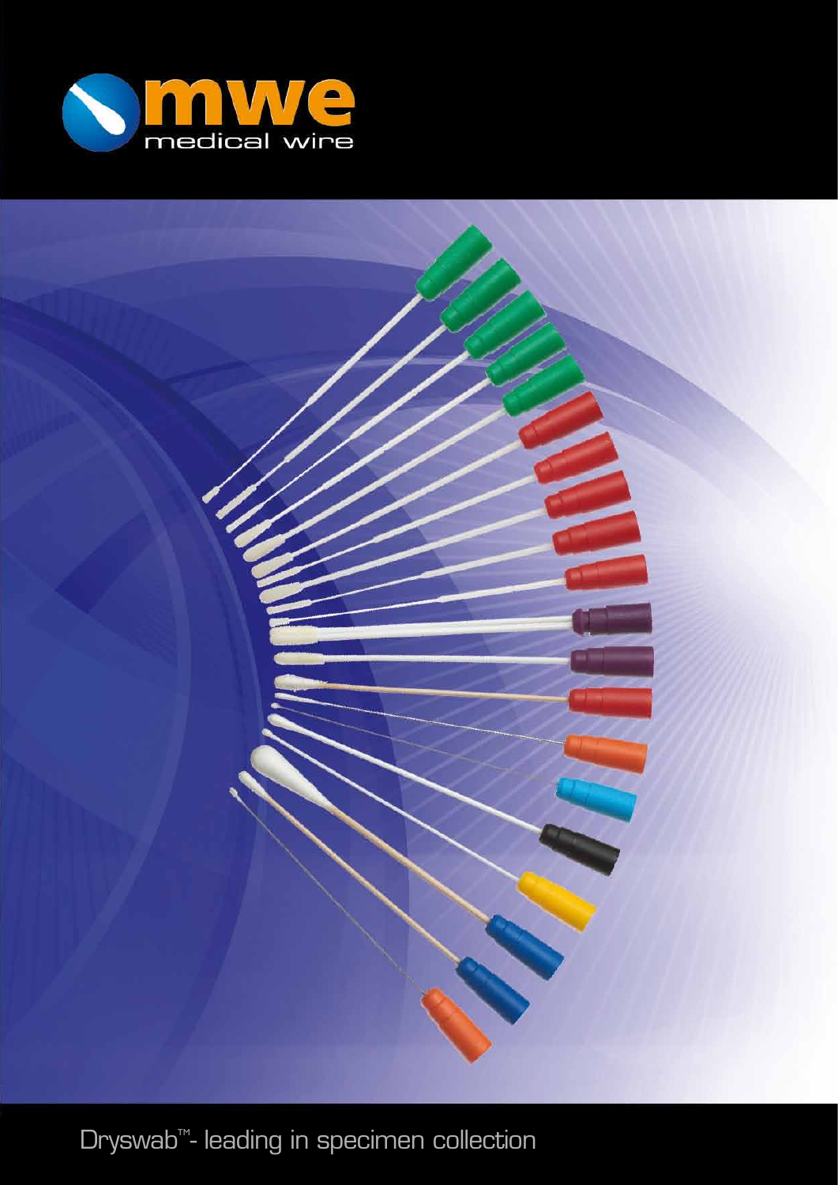mwe medical wire

Dryswab™- leading in specimen collection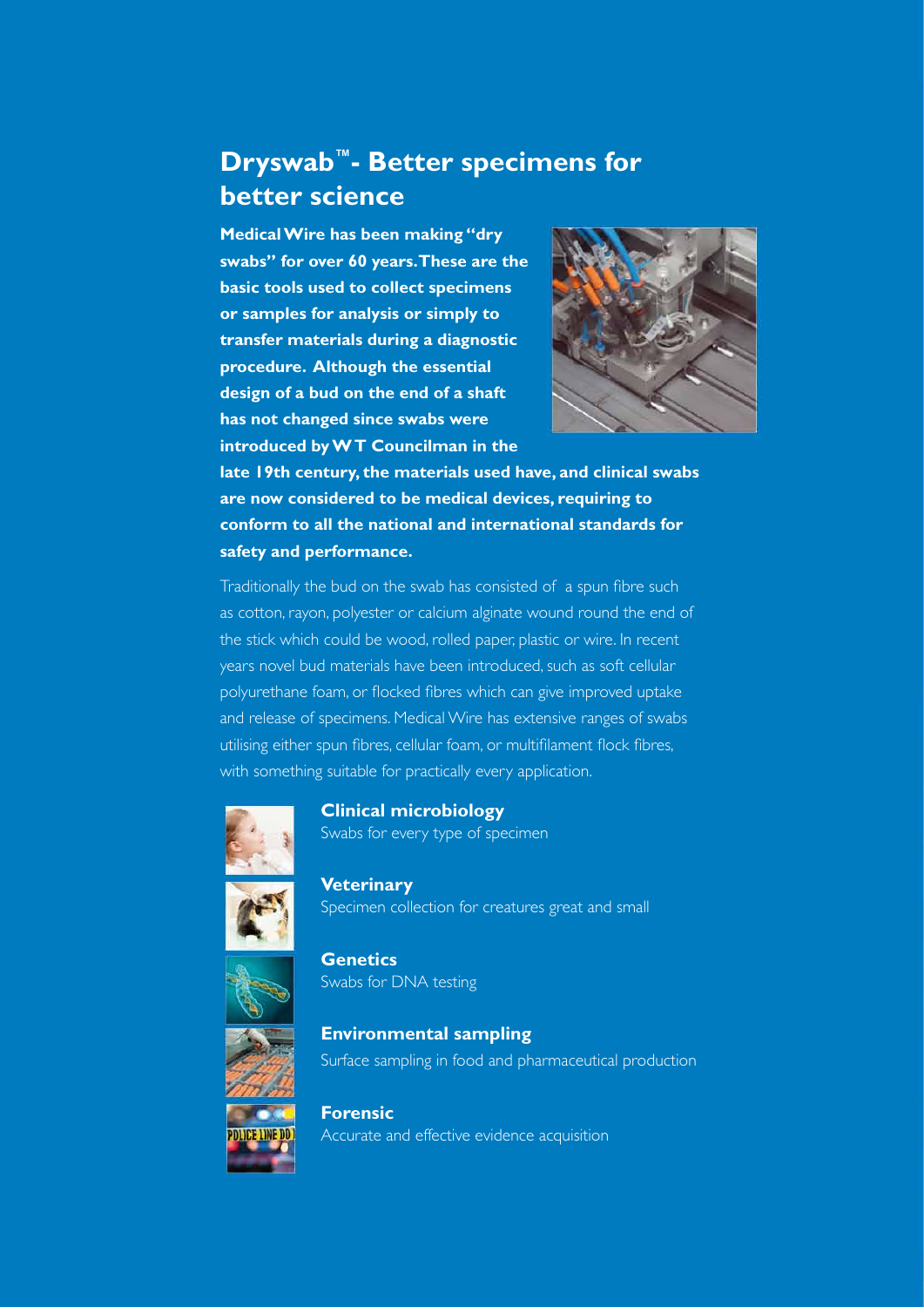# Dryswab™- Better specimens for better science

**Medical Wire has been making "dry swabs" for over 60 years. These are the basic tools used to collect specimens or samples for analysis or simply to transfer materials during a diagnostic procedure. Although the essential design of a bud on the end of a shaft has not changed since swabs were introduced by W T Councilman in the late 19th century, the materials used have, and clinical swabs are now considered to be medical devices, requiring to conform to all the national and international standards for safety and performance.**

Traditionally the bud on the swab has consisted of a spun fibre such as cotton, rayon, polyester or calcium alginate wound round the end of the stick which could be wood, rolled paper, plastic or wire. In recent years novel bud materials have been introduced, such as soft cellular polyurethane foam, or flocked fibres which can give improved uptake and release of specimens. Medical Wire has extensive ranges of swabs utilising either spun fibres, cellular foam, or multifilament flock fibres, with something suitable for practically every application.

**Clinical microbiology**
Swabs for every type of specimen

**Veterinary**
Specimen collection for creatures great and small

**Genetics**
Swabs for DNA testing

**Environmental sampling**
Surface sampling in food and pharmaceutical production

**Forensic**
Accurate and effective evidence acquisition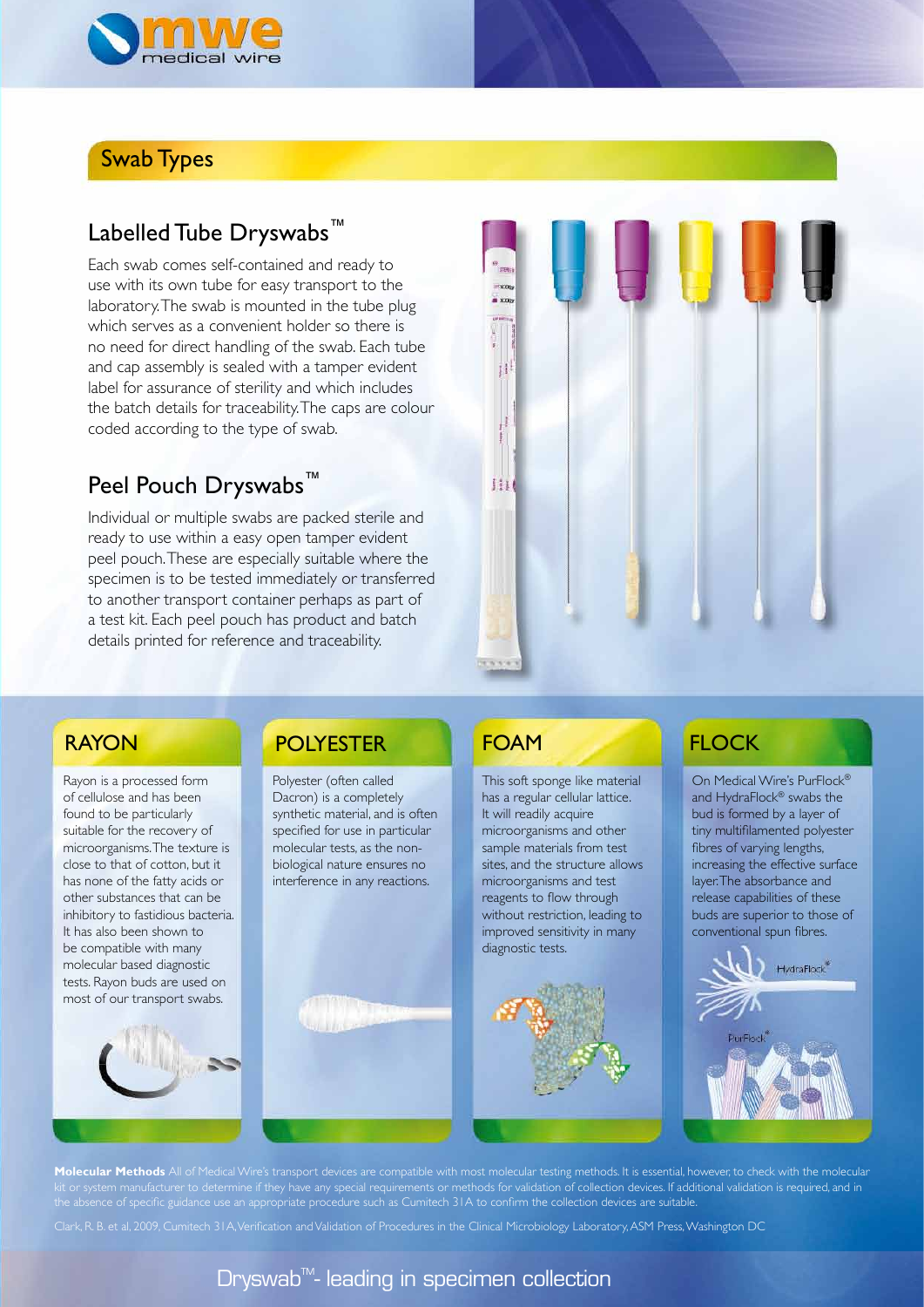## Swab Types

### Labelled Tube Dryswabs™

Each swab comes self-contained and ready to use with its own tube for easy transport to the laboratory. The swab is mounted in the tube plug which serves as a convenient holder so there is no need for direct handling of the swab. Each tube and cap assembly is sealed with a tamper evident label for assurance of sterility and which includes the batch details for traceability. The caps are colour coded according to the type of swab.

### Peel Pouch Dryswabs™

Individual or multiple swabs are packed sterile and ready to use within a easy open tamper evident peel pouch. These are especially suitable where the specimen is to be tested immediately or transferred to another transport container perhaps as part of a test kit. Each peel pouch has product and batch details printed for reference and traceability.

### RAYON

Rayon is a processed form of cellulose and has been found to be particularly suitable for the recovery of microorganisms. The texture is close to that of cotton, but it has none of the fatty acids or other substances that can be inhibitory to fastidious bacteria. It has also been shown to be compatible with many molecular based diagnostic tests. Rayon buds are used on most of our transport swabs.

### POLYESTER

Polyester (often called Dacron) is a completely synthetic material, and is often specified for use in particular molecular tests, as the non-biological nature ensures no interference in any reactions.

### FOAM

This soft sponge like material has a regular cellular lattice. It will readily acquire microorganisms and other sample materials from test sites, and the structure allows microorganisms and test reagents to flow through without restriction, leading to improved sensitivity in many diagnostic tests.

### FLOCK

On Medical Wire's PurFlock® and HydraFlock® swabs the bud is formed by a layer of tiny multifilamented polyester fibres of varying lengths, increasing the effective surface layer. The absorbance and release capabilities of these buds are superior to those of conventional spun fibres.

**Molecular Methods** All of Medical Wire's transport devices are compatible with most molecular testing methods. It is essential, however, to check with the molecular kit or system manufacturer to determine if they have any special requirements or methods for validation of collection devices. If additional validation is required, and in the absence of specific guidance use an appropriate procedure such as Cumitech 31A to confirm the collection devices are suitable.

Clark, R. B. et al, 2009, Cumitech 31A, Verification and Validation of Procedures in the Clinical Microbiology Laboratory, ASM Press, Washington DC

Dryswab™- leading in specimen collection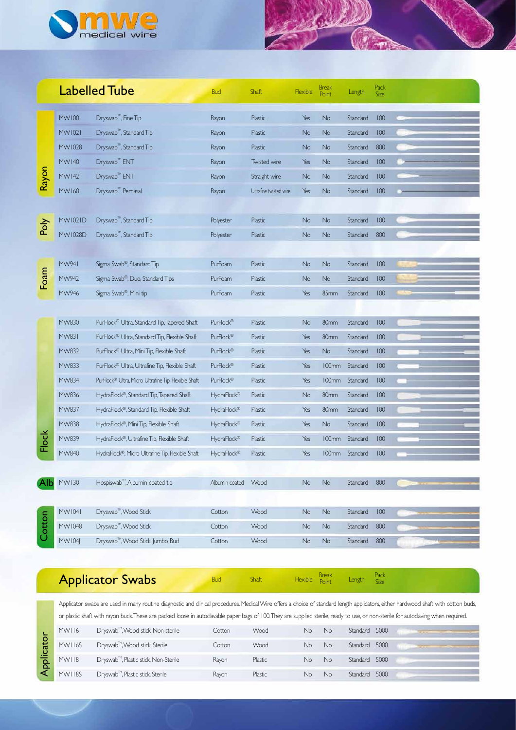## Labelled Tube

| | Code | Description | Bud | Shaft | Flexible | Break Point | Length | Pack Size |
|---|---|---|---|---|---|---|---|---|
| Rayon | MW100 | Dryswab™, Fine Tip | Rayon | Plastic | Yes | No | Standard | 100 |
| | MW1021 | Dryswab™, Standard Tip | Rayon | Plastic | No | No | Standard | 100 |
| | MW1028 | Dryswab™, Standard Tip | Rayon | Plastic | No | No | Standard | 800 |
| | MW140 | Dryswab™ ENT | Rayon | Twisted wire | Yes | No | Standard | 100 |
| | MW142 | Dryswab™ ENT | Rayon | Straight wire | No | No | Standard | 100 |
| | MW160 | Dryswab™ Pernasal | Rayon | Ultrafine twisted wire | Yes | No | Standard | 100 |
| Poly | MW1021D | Dryswab™, Standard Tip | Polyester | Plastic | No | No | Standard | 100 |
| | MW1028D | Dryswab™, Standard Tip | Polyester | Plastic | No | No | Standard | 800 |
| Foam | MW941 | Sigma Swab®, Standard Tip | PurFoam | Plastic | No | No | Standard | 100 |
| | MW942 | Sigma Swab®, Duo, Standard Tips | PurFoam | Plastic | No | No | Standard | 100 |
| | MW946 | Sigma Swab®, Mini tip | PurFoam | Plastic | Yes | 85mm | Standard | 100 |
| Flock | MW830 | PurFlock® Ultra, Standard Tip, Tapered Shaft | PurFlock® | Plastic | No | 80mm | Standard | 100 |
| | MW831 | PurFlock® Ultra, Standard Tip, Flexible Shaft | PurFlock® | Plastic | Yes | 80mm | Standard | 100 |
| | MW832 | PurFlock® Ultra, Mini Tip, Flexible Shaft | PurFlock® | Plastic | Yes | No | Standard | 100 |
| | MW833 | PurFlock® Ultra, Ultrafine Tip, Flexible Shaft | PurFlock® | Plastic | Yes | 100mm | Standard | 100 |
| | MW834 | PurFlock® Ultra, Micro Ultrafine Tip, Flexible Shaft | PurFlock® | Plastic | Yes | 100mm | Standard | 100 |
| | MW836 | HydraFlock®, Standard Tip, Tapered Shaft | HydraFlock® | Plastic | No | 80mm | Standard | 100 |
| | MW837 | HydraFlock®, Standard Tip, Flexible Shaft | HydraFlock® | Plastic | Yes | 80mm | Standard | 100 |
| | MW838 | HydraFlock®, Mini Tip, Flexible Shaft | HydraFlock® | Plastic | Yes | No | Standard | 100 |
| | MW839 | HydraFlock®, Ultrafine Tip, Flexible Shaft | HydraFlock® | Plastic | Yes | 100mm | Standard | 100 |
| | MW840 | HydraFlock®, Micro Ultrafine Tip, Flexible Shaft | HydraFlock® | Plastic | Yes | 100mm | Standard | 100 |
| Alb | MW130 | Hospiswab™, Albumin coated tip | Albumin coated | Wood | No | No | Standard | 800 |
| Cotton | MW1041 | Dryswab™, Wood Stick | Cotton | Wood | No | No | Standard | 100 |
| | MW1048 | Dryswab™, Wood Stick | Cotton | Wood | No | No | Standard | 800 |
| | MW104J | Dryswab™, Wood Stick, Jumbo Bud | Cotton | Wood | No | No | Standard | 800 |

## Applicator Swabs

Applicator swabs are used in many routine diagnostic and clinical procedures. Medical Wire offers a choice of standard length applicators, either hardwood shaft with cotton buds, or plastic shaft with rayon buds. These are packed loose in autoclavable paper bags of 100. They are supplied sterile, ready to use, or non-sterile for autoclaving when required.

| | Code | Description | Bud | Shaft | Flexible | Break Point | Length | Pack Size |
|---|---|---|---|---|---|---|---|---|
| Applicator | MW116 | Dryswab™, Wood stick, Non-sterile | Cotton | Wood | No | No | Standard | 5000 |
| | MW116S | Dryswab™, Wood stick, Sterile | Cotton | Wood | No | No | Standard | 5000 |
| | MW118 | Dryswab™, Plastic stick, Non-Sterile | Rayon | Plastic | No | No | Standard | 5000 |
| | MW118S | Dryswab™, Plastic stick, Sterile | Rayon | Plastic | No | No | Standard | 5000 |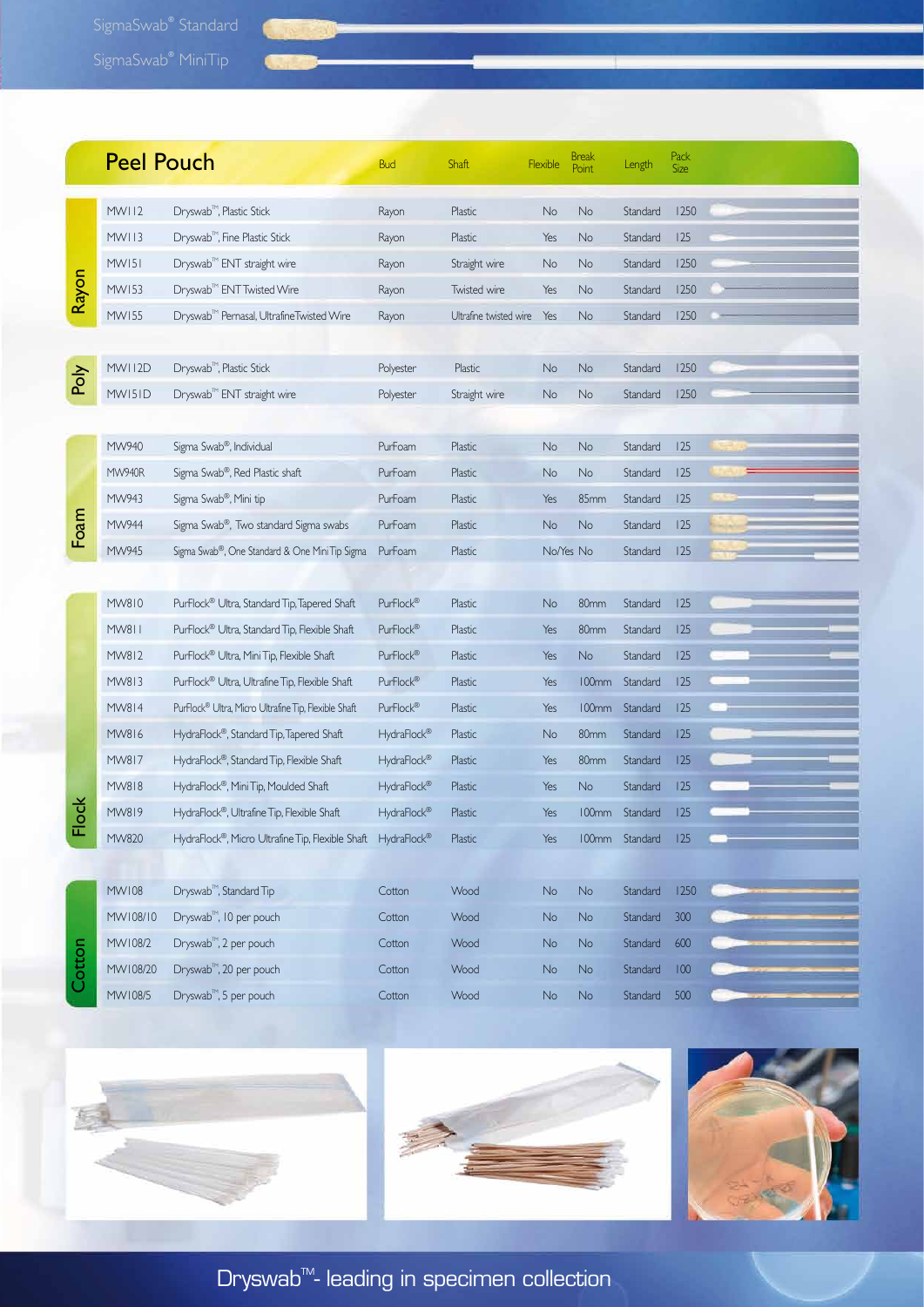SigmaSwab® Standard

SigmaSwab® MiniTip

## Peel Pouch

| | Code | Description | Bud | Shaft | Flexible | Break Point | Length | Pack Size |
|---|---|---|---|---|---|---|---|---|
| Rayon | MW112 | Dryswab™, Plastic Stick | Rayon | Plastic | No | No | Standard | 1250 |
| | MW113 | Dryswab™, Fine Plastic Stick | Rayon | Plastic | Yes | No | Standard | 125 |
| | MW151 | Dryswab™ ENT straight wire | Rayon | Straight wire | No | No | Standard | 1250 |
| | MW153 | Dryswab™ ENT Twisted Wire | Rayon | Twisted wire | Yes | No | Standard | 1250 |
| | MW155 | Dryswab™ Pernasal, Ultrafine Twisted Wire | Rayon | Ultrafine twisted wire | Yes | No | Standard | 1250 |
| Poly | MW112D | Dryswab™, Plastic Stick | Polyester | Plastic | No | No | Standard | 1250 |
| | MW151D | Dryswab™ ENT straight wire | Polyester | Straight wire | No | No | Standard | 1250 |
| Foam | MW940 | Sigma Swab®, Individual | PurFoam | Plastic | No | No | Standard | 125 |
| | MW940R | Sigma Swab®, Red Plastic shaft | PurFoam | Plastic | No | No | Standard | 125 |
| | MW943 | Sigma Swab®, Mini tip | PurFoam | Plastic | Yes | 85mm | Standard | 125 |
| | MW944 | Sigma Swab®, Two standard Sigma swabs | PurFoam | Plastic | No | No | Standard | 125 |
| | MW945 | Sigma Swab®, One Standard & One MiniTip Sigma | PurFoam | Plastic | No/Yes | No | Standard | 125 |
| Flock | MW810 | PurFlock® Ultra, Standard Tip, Tapered Shaft | PurFlock® | Plastic | No | 80mm | Standard | 125 |
| | MW811 | PurFlock® Ultra, Standard Tip, Flexible Shaft | PurFlock® | Plastic | Yes | 80mm | Standard | 125 |
| | MW812 | PurFlock® Ultra, Mini Tip, Flexible Shaft | PurFlock® | Plastic | Yes | No | Standard | 125 |
| | MW813 | PurFlock® Ultra, Ultrafine Tip, Flexible Shaft | PurFlock® | Plastic | Yes | 100mm | Standard | 125 |
| | MW814 | PurFlock® Ultra, Micro Ultrafine Tip, Flexible Shaft | PurFlock® | Plastic | Yes | 100mm | Standard | 125 |
| | MW816 | HydraFlock®, Standard Tip, Tapered Shaft | HydraFlock® | Plastic | No | 80mm | Standard | 125 |
| | MW817 | HydraFlock®, Standard Tip, Flexible Shaft | HydraFlock® | Plastic | Yes | 80mm | Standard | 125 |
| | MW818 | HydraFlock®, Mini Tip, Moulded Shaft | HydraFlock® | Plastic | Yes | No | Standard | 125 |
| | MW819 | HydraFlock®, Ultrafine Tip, Flexible Shaft | HydraFlock® | Plastic | Yes | 100mm | Standard | 125 |
| | MW820 | HydraFlock®, Micro Ultrafine Tip, Flexible Shaft | HydraFlock® | Plastic | Yes | 100mm | Standard | 125 |
| Cotton | MW108 | Dryswab™, Standard Tip | Cotton | Wood | No | No | Standard | 1250 |
| | MW108/10 | Dryswab™, 10 per pouch | Cotton | Wood | No | No | Standard | 300 |
| | MW108/2 | Dryswab™, 2 per pouch | Cotton | Wood | No | No | Standard | 600 |
| | MW108/20 | Dryswab™, 20 per pouch | Cotton | Wood | No | No | Standard | 100 |
| | MW108/5 | Dryswab™, 5 per pouch | Cotton | Wood | No | No | Standard | 500 |

Dryswab™- leading in specimen collection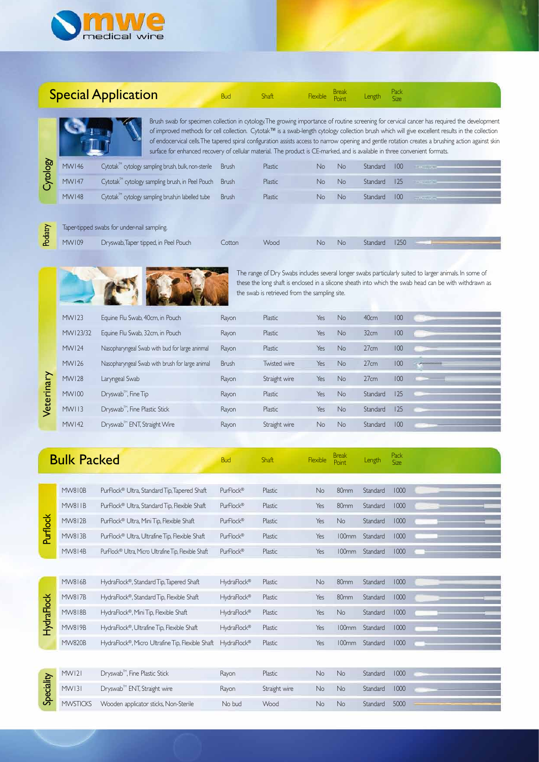## Special Application

| Category | Code | Description | Bud | Shaft | Flexible | Break Point | Length | Pack Size |
|---|---|---|---|---|---|---|---|---|

### Cytology

Brush swab for specimen collection in cytology. The growing importance of routine screening for cervical cancer has required the development of improved methods for cell collection. Cytotak™ is a swab-length cytology collection brush which will give excellent results in the collection of endocervical cells. The tapered spiral configuration assists access to narrow opening and gentle rotation creates a brushing action against skin surface for enhanced recovery of cellular material. The product is CE-marked, and is available in three convenient formats.

| Code | Description | Bud | Shaft | Flexible | Break Point | Length | Pack Size |
|---|---|---|---|---|---|---|---|
| MW146 | Cytotak™ cytology sampling brush, bulk, non-sterile | Brush | Plastic | No | No | Standard | 100 |
| MW147 | Cytotak™ cytology sampling brush, in Peel Pouch | Brush | Plastic | No | No | Standard | 125 |
| MW148 | Cytotak™ cytology sampling brush,in labelled tube | Brush | Plastic | No | No | Standard | 100 |

### Podiatry

Taper-tipped swabs for under-nail sampling.

| Code | Description | Bud | Shaft | Flexible | Break Point | Length | Pack Size |
|---|---|---|---|---|---|---|---|
| MW109 | Dryswab, Taper tipped, in Peel Pouch | Cotton | Wood | No | No | Standard | 1250 |

### Veterinary

The range of Dry Swabs includes several longer swabs particularly suited to larger animals. In some of these the long shaft is enclosed in a silicone sheath into which the swab head can be with withdrawn as the swab is retrieved from the sampling site.

| Code | Description | Bud | Shaft | Flexible | Break Point | Length | Pack Size |
|---|---|---|---|---|---|---|---|
| MW123 | Equine Flu Swab, 40cm, in Pouch | Rayon | Plastic | Yes | No | 40cm | 100 |
| MW123/32 | Equine Flu Swab, 32cm, in Pouch | Rayon | Plastic | Yes | No | 32cm | 100 |
| MW124 | Nasopharyngeal Swab with bud for large aninmal | Rayon | Plastic | Yes | No | 27cm | 100 |
| MW126 | Nasopharyngeal Swab with brush for large animal | Brush | Twisted wire | Yes | No | 27cm | 100 |
| MW128 | Laryngeal Swab | Rayon | Straight wire | Yes | No | 27cm | 100 |
| MW100 | Dryswab™, Fine Tip | Rayon | Plastic | Yes | No | Standard | 125 |
| MW113 | Dryswab™, Fine Plastic Stick | Rayon | Plastic | Yes | No | Standard | 125 |
| MW142 | Dryswab™ ENT, Straight Wire | Rayon | Straight wire | No | No | Standard | 100 |

## Bulk Packed

### Purflock

| Code | Description | Bud | Shaft | Flexible | Break Point | Length | Pack Size |
|---|---|---|---|---|---|---|---|
| MW810B | PurFlock® Ultra, Standard Tip, Tapered Shaft | PurFlock® | Plastic | No | 80mm | Standard | 1000 |
| MW811B | PurFlock® Ultra, Standard Tip, Flexible Shaft | PurFlock® | Plastic | Yes | 80mm | Standard | 1000 |
| MW812B | PurFlock® Ultra, Mini Tip, Flexible Shaft | PurFlock® | Plastic | Yes | No | Standard | 1000 |
| MW813B | PurFlock® Ultra, Ultrafine Tip, Flexible Shaft | PurFlock® | Plastic | Yes | 100mm | Standard | 1000 |
| MW814B | PurFlock® Ultra, Micro Ultrafine Tip, Flexible Shaft | PurFlock® | Plastic | Yes | 100mm | Standard | 1000 |

### HydraFlock

| Code | Description | Bud | Shaft | Flexible | Break Point | Length | Pack Size |
|---|---|---|---|---|---|---|---|
| MW816B | HydraFlock®, Standard Tip, Tapered Shaft | HydraFlock® | Plastic | No | 80mm | Standard | 1000 |
| MW817B | HydraFlock®, Standard Tip, Flexible Shaft | HydraFlock® | Plastic | Yes | 80mm | Standard | 1000 |
| MW818B | HydraFlock®, Mini Tip, Flexible Shaft | HydraFlock® | Plastic | Yes | No | Standard | 1000 |
| MW819B | HydraFlock®, Ultrafine Tip, Flexible Shaft | HydraFlock® | Plastic | Yes | 100mm | Standard | 1000 |
| MW820B | HydraFlock®, Micro Ultrafine Tip, Flexible Shaft | HydraFlock® | Plastic | Yes | 100mm | Standard | 1000 |

### Speciality

| Code | Description | Bud | Shaft | Flexible | Break Point | Length | Pack Size |
|---|---|---|---|---|---|---|---|
| MW121 | Dryswab™, Fine Plastic Stick | Rayon | Plastic | No | No | Standard | 1000 |
| MW131 | Dryswab™ ENT, Straight wire | Rayon | Straight wire | No | No | Standard | 1000 |
| MWSTICKS | Wooden applicator sticks, Non-Sterile | No bud | Wood | No | No | Standard | 5000 |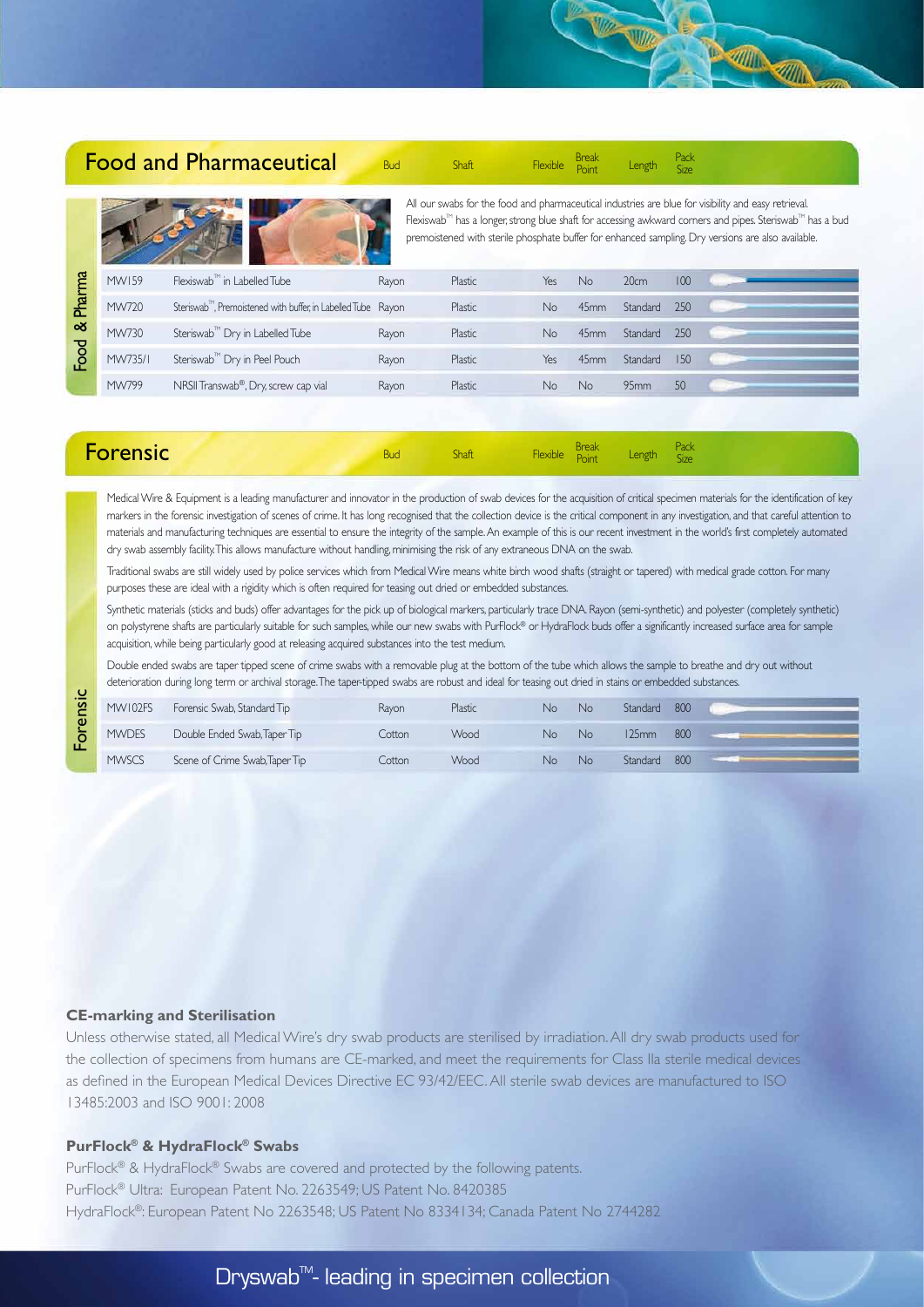## Food and Pharmaceutical

All our swabs for the food and pharmaceutical industries are blue for visibility and easy retrieval. Flexiswab™ has a longer, strong blue shaft for accessing awkward corners and pipes. Steriswab™ has a bud premoistened with sterile phosphate buffer for enhanced sampling. Dry versions are also available.

**Food & Pharma**

| Code | Description | Bud | Shaft | Flexible | Break Point | Length | Pack Size |
|---|---|---|---|---|---|---|---|
| MW159 | Flexiswab™ in Labelled Tube | Rayon | Plastic | Yes | No | 20cm | 100 |
| MW720 | Steriswab™, Premoistened with buffer, in Labelled Tube | Rayon | Plastic | No | 45mm | Standard | 250 |
| MW730 | Steriswab™ Dry in Labelled Tube | Rayon | Plastic | No | 45mm | Standard | 250 |
| MW735/1 | Steriswab™ Dry in Peel Pouch | Rayon | Plastic | Yes | 45mm | Standard | 150 |
| MW799 | NRSII Transwab®, Dry, screw cap vial | Rayon | Plastic | No | No | 95mm | 50 |

## Forensic

Medical Wire & Equipment is a leading manufacturer and innovator in the production of swab devices for the acquisition of critical specimen materials for the identification of key markers in the forensic investigation of scenes of crime. It has long recognised that the collection device is the critical component in any investigation, and that careful attention to materials and manufacturing techniques are essential to ensure the integrity of the sample. An example of this is our recent investment in the world's first completely automated dry swab assembly facility. This allows manufacture without handling, minimising the risk of any extraneous DNA on the swab.

Traditional swabs are still widely used by police services which from Medical Wire means white birch wood shafts (straight or tapered) with medical grade cotton. For many purposes these are ideal with a rigidity which is often required for teasing out dried or embedded substances.

Synthetic materials (sticks and buds) offer advantages for the pick up of biological markers, particularly trace DNA. Rayon (semi-synthetic) and polyester (completely synthetic) on polystyrene shafts are particularly suitable for such samples, while our new swabs with PurFlock® or HydraFlock® buds offer a significantly increased surface area for sample acquisition, while being particularly good at releasing acquired substances into the test medium.

Double ended swabs are taper tipped scene of crime swabs with a removable plug at the bottom of the tube which allows the sample to breathe and dry out without deterioration during long term or archival storage. The taper-tipped swabs are robust and ideal for teasing out dried in stains or embedded substances.

**Forensic**

| Code | Description | Bud | Shaft | Flexible | Break Point | Length | Pack Size |
|---|---|---|---|---|---|---|---|
| MW102FS | Forensic Swab, Standard Tip | Rayon | Plastic | No | No | Standard | 800 |
| MWDES | Double Ended Swab, Taper Tip | Cotton | Wood | No | No | 125mm | 800 |
| MWSCS | Scene of Crime Swab, Taper Tip | Cotton | Wood | No | No | Standard | 800 |

### CE-marking and Sterilisation

Unless otherwise stated, all Medical Wire's dry swab products are sterilised by irradiation. All dry swab products used for the collection of specimens from humans are CE-marked, and meet the requirements for Class IIa sterile medical devices as defined in the European Medical Devices Directive EC 93/42/EEC. All sterile swab devices are manufactured to ISO 13485:2003 and ISO 9001: 2008

### PurFlock® & HydraFlock® Swabs

PurFlock® & HydraFlock® Swabs are covered and protected by the following patents.
PurFlock® Ultra: European Patent No. 2263549; US Patent No. 8420385
HydraFlock®: European Patent No 2263548; US Patent No 8334134; Canada Patent No 2744282

Dryswab™- leading in specimen collection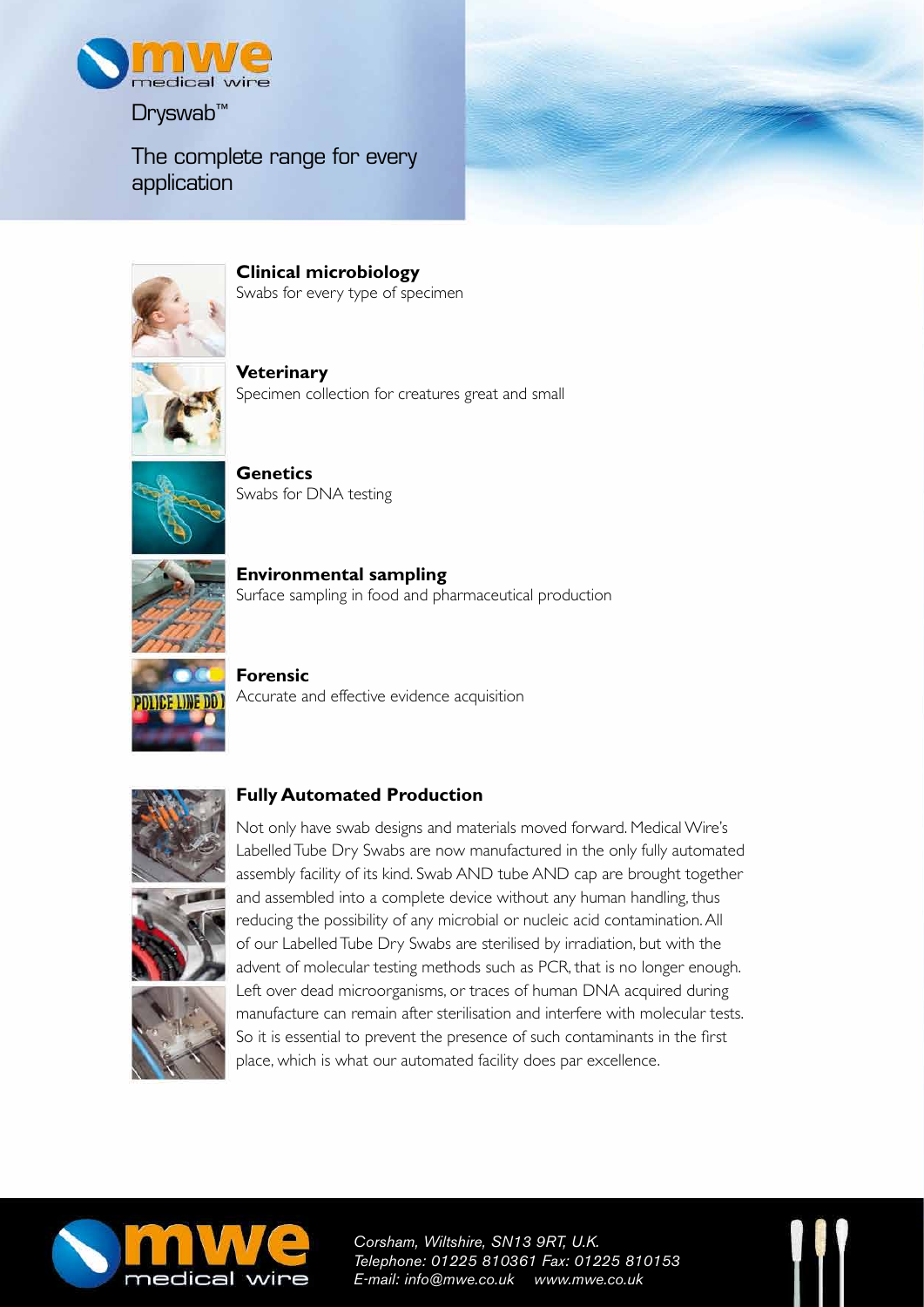mwe medical wire

# Dryswab™

The complete range for every application

**Clinical microbiology**
Swabs for every type of specimen

**Veterinary**
Specimen collection for creatures great and small

**Genetics**
Swabs for DNA testing

**Environmental sampling**
Surface sampling in food and pharmaceutical production

**Forensic**
Accurate and effective evidence acquisition

## Fully Automated Production

Not only have swab designs and materials moved forward. Medical Wire's Labelled Tube Dry Swabs are now manufactured in the only fully automated assembly facility of its kind. Swab AND tube AND cap are brought together and assembled into a complete device without any human handling, thus reducing the possibility of any microbial or nucleic acid contamination. All of our Labelled Tube Dry Swabs are sterilised by irradiation, but with the advent of molecular testing methods such as PCR, that is no longer enough. Left over dead microorganisms, or traces of human DNA acquired during manufacture can remain after sterilisation and interfere with molecular tests. So it is essential to prevent the presence of such contaminants in the first place, which is what our automated facility does par excellence.

mwe medical wire

*Corsham, Wiltshire, SN13 9RT, U.K.*
*Telephone: 01225 810361 Fax: 01225 810153*
*E-mail: info@mwe.co.uk www.mwe.co.uk*